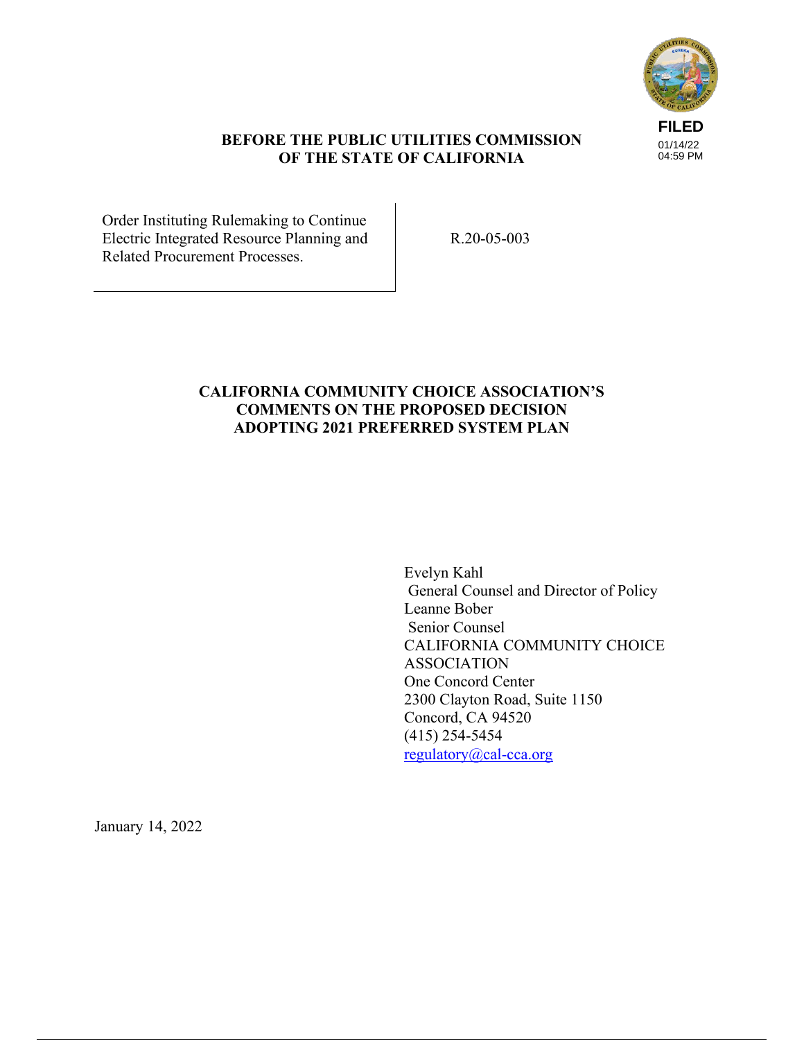FILED
01/14/22
04:59 PM

**BEFORE THE PUBLIC UTILITIES COMMISSION OF THE STATE OF CALIFORNIA**

| Order Instituting Rulemaking to Continue Electric Integrated Resource Planning and Related Procurement Processes. | R.20-05-003 |
| --- | --- |

**CALIFORNIA COMMUNITY CHOICE ASSOCIATION'S COMMENTS ON THE PROPOSED DECISION ADOPTING 2021 PREFERRED SYSTEM PLAN**

Evelyn Kahl
General Counsel and Director of Policy
Leanne Bober
Senior Counsel
CALIFORNIA COMMUNITY CHOICE ASSOCIATION
One Concord Center
2300 Clayton Road, Suite 1150
Concord, CA 94520
(415) 254-5454
regulatory@cal-cca.org

January 14, 2022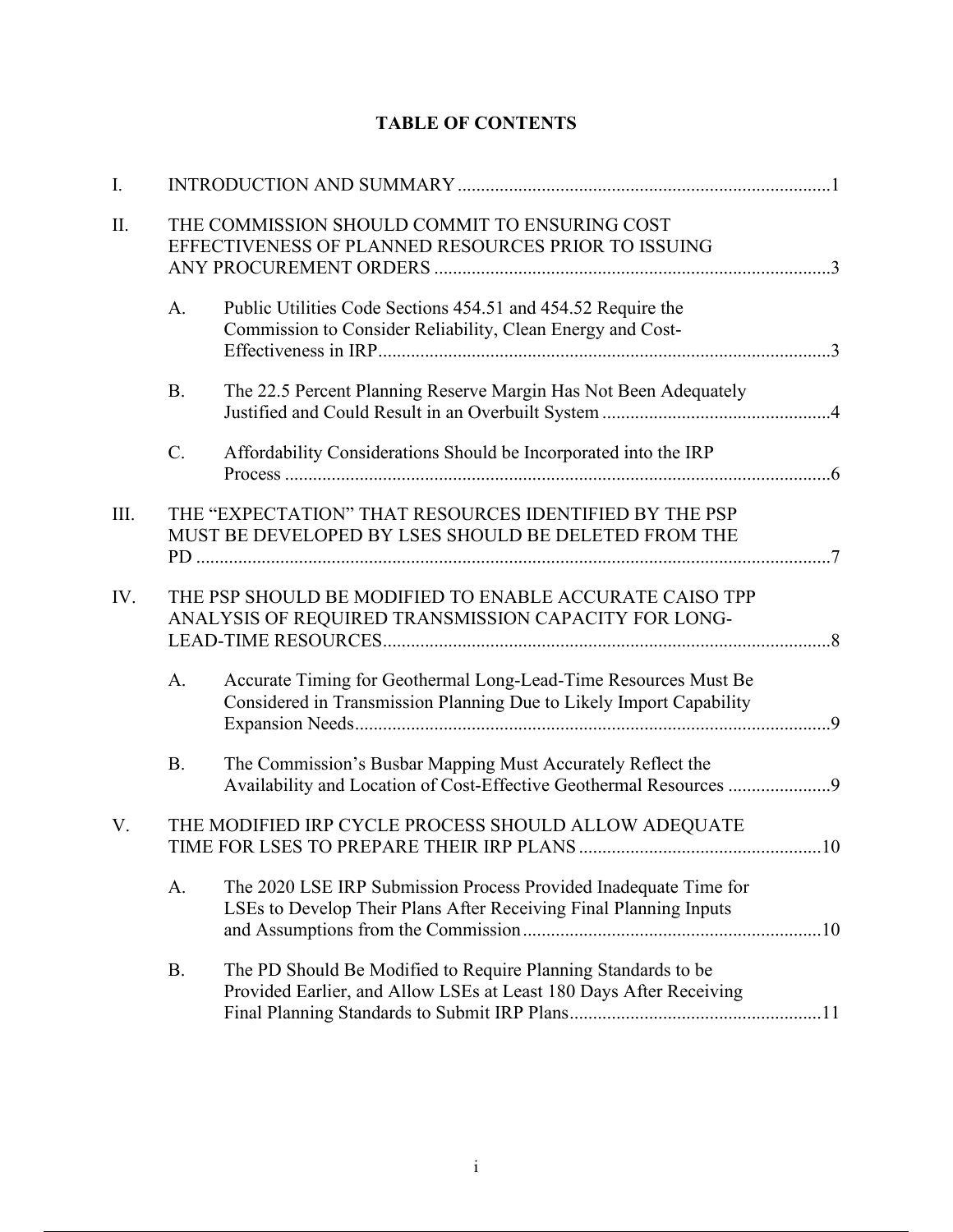# TABLE OF CONTENTS

I. INTRODUCTION AND SUMMARY ....................................................................................1

II. THE COMMISSION SHOULD COMMIT TO ENSURING COST EFFECTIVENESS OF PLANNED RESOURCES PRIOR TO ISSUING ANY PROCUREMENT ORDERS ....................................................................................3

- A. Public Utilities Code Sections 454.51 and 454.52 Require the Commission to Consider Reliability, Clean Energy and Cost-Effectiveness in IRP....................................................................................3
- B. The 22.5 Percent Planning Reserve Margin Has Not Been Adequately Justified and Could Result in an Overbuilt System ....................................................................................4
- C. Affordability Considerations Should be Incorporated into the IRP Process ....................................................................................6

III. THE "EXPECTATION" THAT RESOURCES IDENTIFIED BY THE PSP MUST BE DEVELOPED BY LSES SHOULD BE DELETED FROM THE PD ....................................................................................7

IV. THE PSP SHOULD BE MODIFIED TO ENABLE ACCURATE CAISO TPP ANALYSIS OF REQUIRED TRANSMISSION CAPACITY FOR LONG-LEAD-TIME RESOURCES....................................................................................8

- A. Accurate Timing for Geothermal Long-Lead-Time Resources Must Be Considered in Transmission Planning Due to Likely Import Capability Expansion Needs....................................................................................9
- B. The Commission's Busbar Mapping Must Accurately Reflect the Availability and Location of Cost-Effective Geothermal Resources ....................................................................................9

V. THE MODIFIED IRP CYCLE PROCESS SHOULD ALLOW ADEQUATE TIME FOR LSES TO PREPARE THEIR IRP PLANS ....................................................................................10

- A. The 2020 LSE IRP Submission Process Provided Inadequate Time for LSEs to Develop Their Plans After Receiving Final Planning Inputs and Assumptions from the Commission....................................................................................10
- B. The PD Should Be Modified to Require Planning Standards to be Provided Earlier, and Allow LSEs at Least 180 Days After Receiving Final Planning Standards to Submit IRP Plans....................................................................................11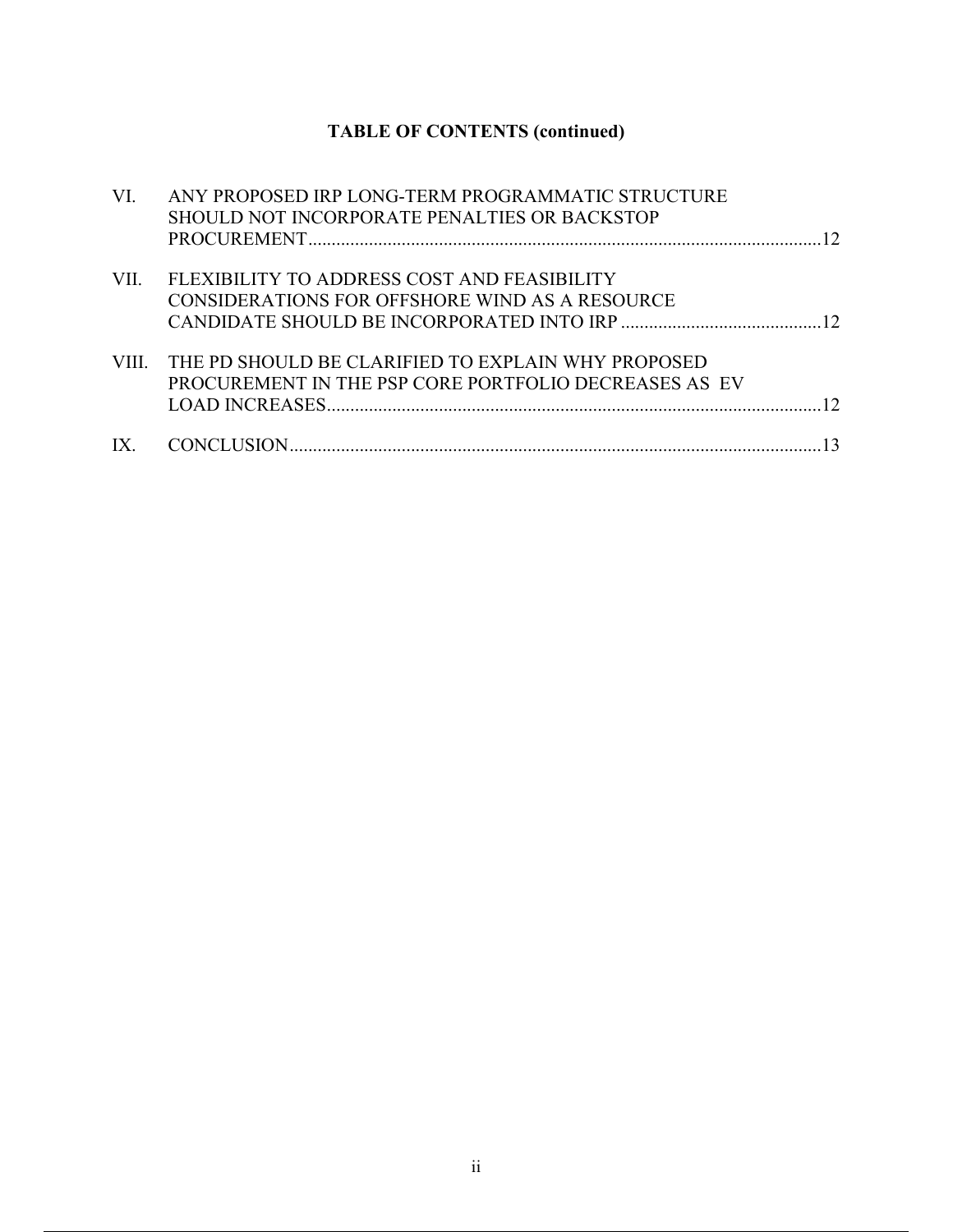**TABLE OF CONTENTS (continued)**

| | | |
|---|---|---|
| VI. | ANY PROPOSED IRP LONG-TERM PROGRAMMATIC STRUCTURE SHOULD NOT INCORPORATE PENALTIES OR BACKSTOP PROCUREMENT | 12 |
| VII. | FLEXIBILITY TO ADDRESS COST AND FEASIBILITY CONSIDERATIONS FOR OFFSHORE WIND AS A RESOURCE CANDIDATE SHOULD BE INCORPORATED INTO IRP | 12 |
| VIII. | THE PD SHOULD BE CLARIFIED TO EXPLAIN WHY PROPOSED PROCUREMENT IN THE PSP CORE PORTFOLIO DECREASES AS EV LOAD INCREASES | 12 |
| IX. | CONCLUSION | 13 |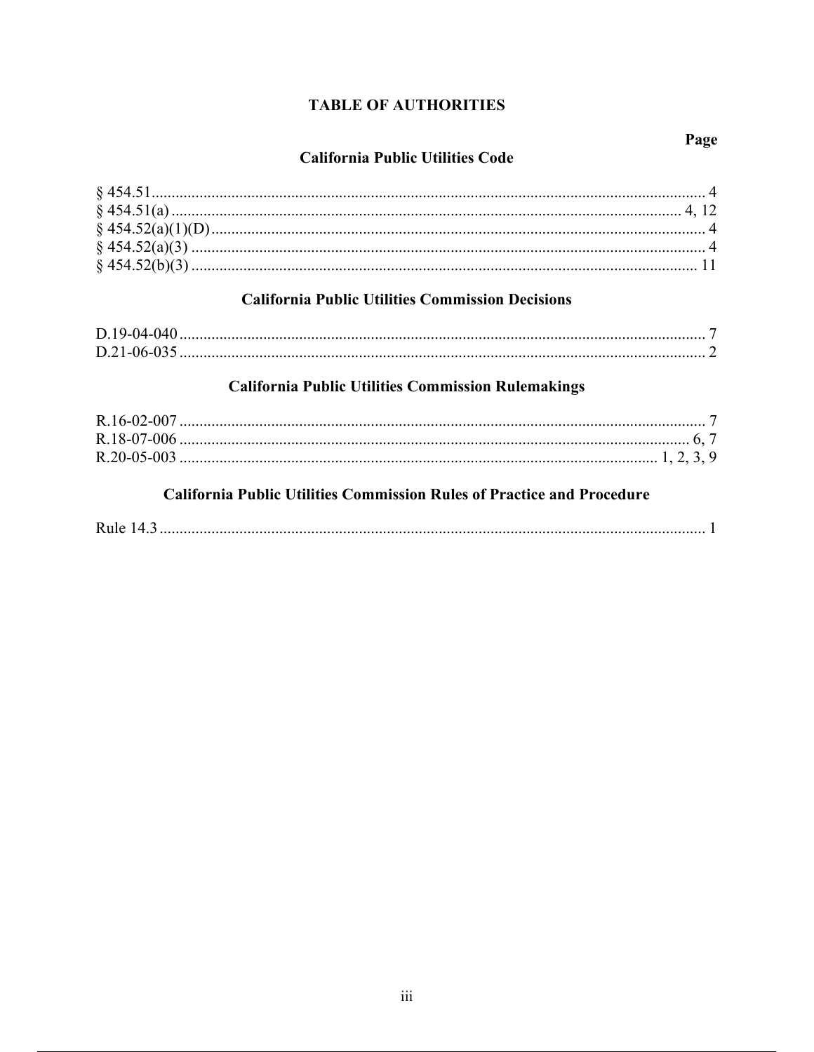# TABLE OF AUTHORITIES

Page

## California Public Utilities Code

| Authority | Page |
|---|---|
| § 454.51 | 4 |
| § 454.51(a) | 4, 12 |
| § 454.52(a)(1)(D) | 4 |
| § 454.52(a)(3) | 4 |
| § 454.52(b)(3) | 11 |

## California Public Utilities Commission Decisions

| Authority | Page |
|---|---|
| D.19-04-040 | 7 |
| D.21-06-035 | 2 |

## California Public Utilities Commission Rulemakings

| Authority | Page |
|---|---|
| R.16-02-007 | 7 |
| R.18-07-006 | 6, 7 |
| R.20-05-003 | 1, 2, 3, 9 |

## California Public Utilities Commission Rules of Practice and Procedure

| Authority | Page |
|---|---|
| Rule 14.3 | 1 |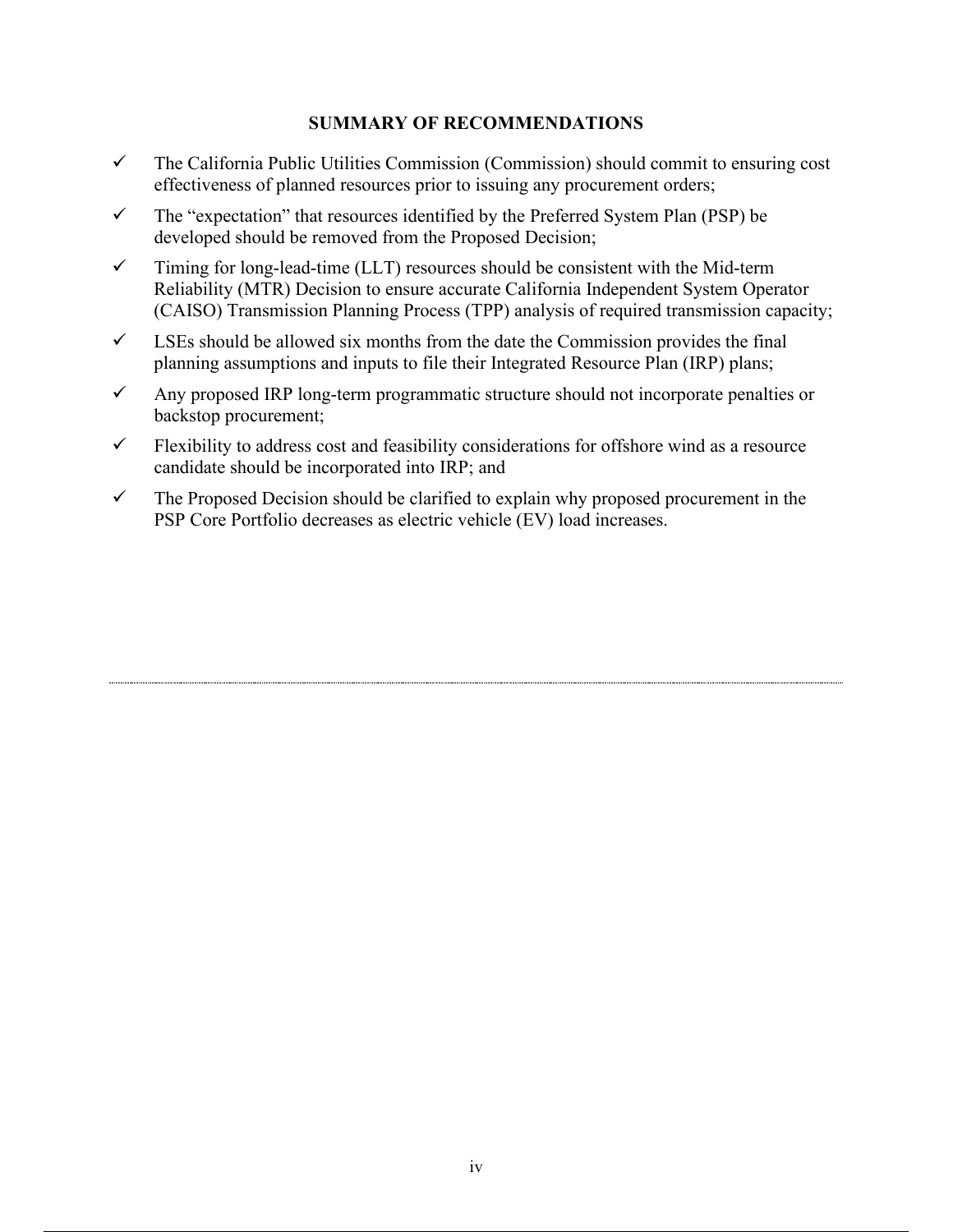## SUMMARY OF RECOMMENDATIONS

- ✓ The California Public Utilities Commission (Commission) should commit to ensuring cost effectiveness of planned resources prior to issuing any procurement orders;
- ✓ The "expectation" that resources identified by the Preferred System Plan (PSP) be developed should be removed from the Proposed Decision;
- ✓ Timing for long-lead-time (LLT) resources should be consistent with the Mid-term Reliability (MTR) Decision to ensure accurate California Independent System Operator (CAISO) Transmission Planning Process (TPP) analysis of required transmission capacity;
- ✓ LSEs should be allowed six months from the date the Commission provides the final planning assumptions and inputs to file their Integrated Resource Plan (IRP) plans;
- ✓ Any proposed IRP long-term programmatic structure should not incorporate penalties or backstop procurement;
- ✓ Flexibility to address cost and feasibility considerations for offshore wind as a resource candidate should be incorporated into IRP; and
- ✓ The Proposed Decision should be clarified to explain why proposed procurement in the PSP Core Portfolio decreases as electric vehicle (EV) load increases.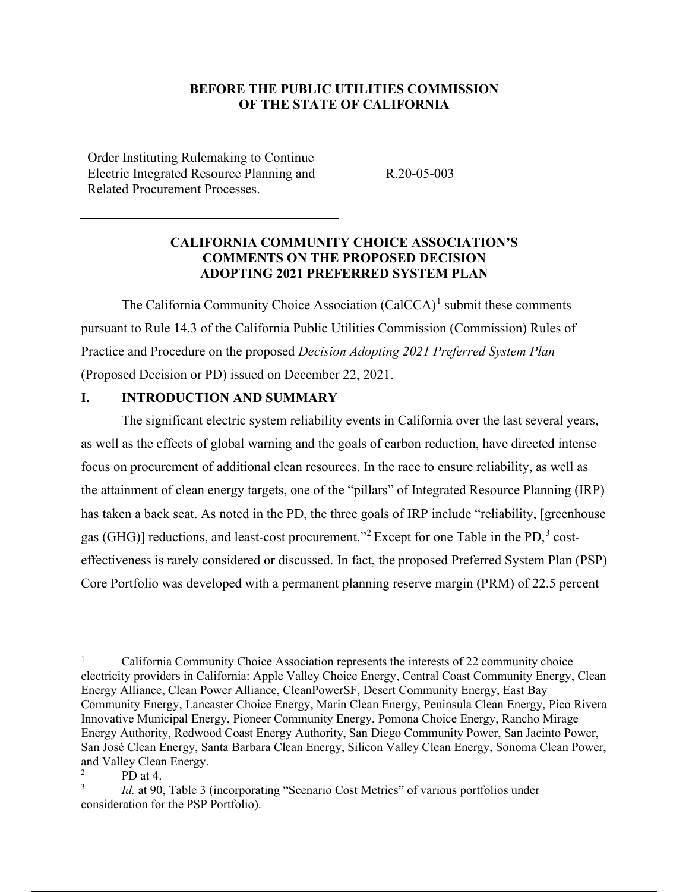**BEFORE THE PUBLIC UTILITIES COMMISSION OF THE STATE OF CALIFORNIA**

| | |
|---|---|
| Order Instituting Rulemaking to Continue Electric Integrated Resource Planning and Related Procurement Processes. | R.20-05-003 |

**CALIFORNIA COMMUNITY CHOICE ASSOCIATION'S COMMENTS ON THE PROPOSED DECISION ADOPTING 2021 PREFERRED SYSTEM PLAN**

The California Community Choice Association (CalCCA)[1] submit these comments pursuant to Rule 14.3 of the California Public Utilities Commission (Commission) Rules of Practice and Procedure on the proposed *Decision Adopting 2021 Preferred System Plan* (Proposed Decision or PD) issued on December 22, 2021.

## I. INTRODUCTION AND SUMMARY

The significant electric system reliability events in California over the last several years, as well as the effects of global warning and the goals of carbon reduction, have directed intense focus on procurement of additional clean resources. In the race to ensure reliability, as well as the attainment of clean energy targets, one of the "pillars" of Integrated Resource Planning (IRP) has taken a back seat. As noted in the PD, the three goals of IRP include "reliability, [greenhouse gas (GHG)] reductions, and least-cost procurement."[2] Except for one Table in the PD,[3] cost-effectiveness is rarely considered or discussed. In fact, the proposed Preferred System Plan (PSP) Core Portfolio was developed with a permanent planning reserve margin (PRM) of 22.5 percent

---

[1] California Community Choice Association represents the interests of 22 community choice electricity providers in California: Apple Valley Choice Energy, Central Coast Community Energy, Clean Energy Alliance, Clean Power Alliance, CleanPowerSF, Desert Community Energy, East Bay Community Energy, Lancaster Choice Energy, Marin Clean Energy, Peninsula Clean Energy, Pico Rivera Innovative Municipal Energy, Pioneer Community Energy, Pomona Choice Energy, Rancho Mirage Energy Authority, Redwood Coast Energy Authority, San Diego Community Power, San Jacinto Power, San José Clean Energy, Santa Barbara Clean Energy, Silicon Valley Clean Energy, Sonoma Clean Power, and Valley Clean Energy.

[2] PD at 4.

[3] *Id.* at 90, Table 3 (incorporating "Scenario Cost Metrics" of various portfolios under consideration for the PSP Portfolio).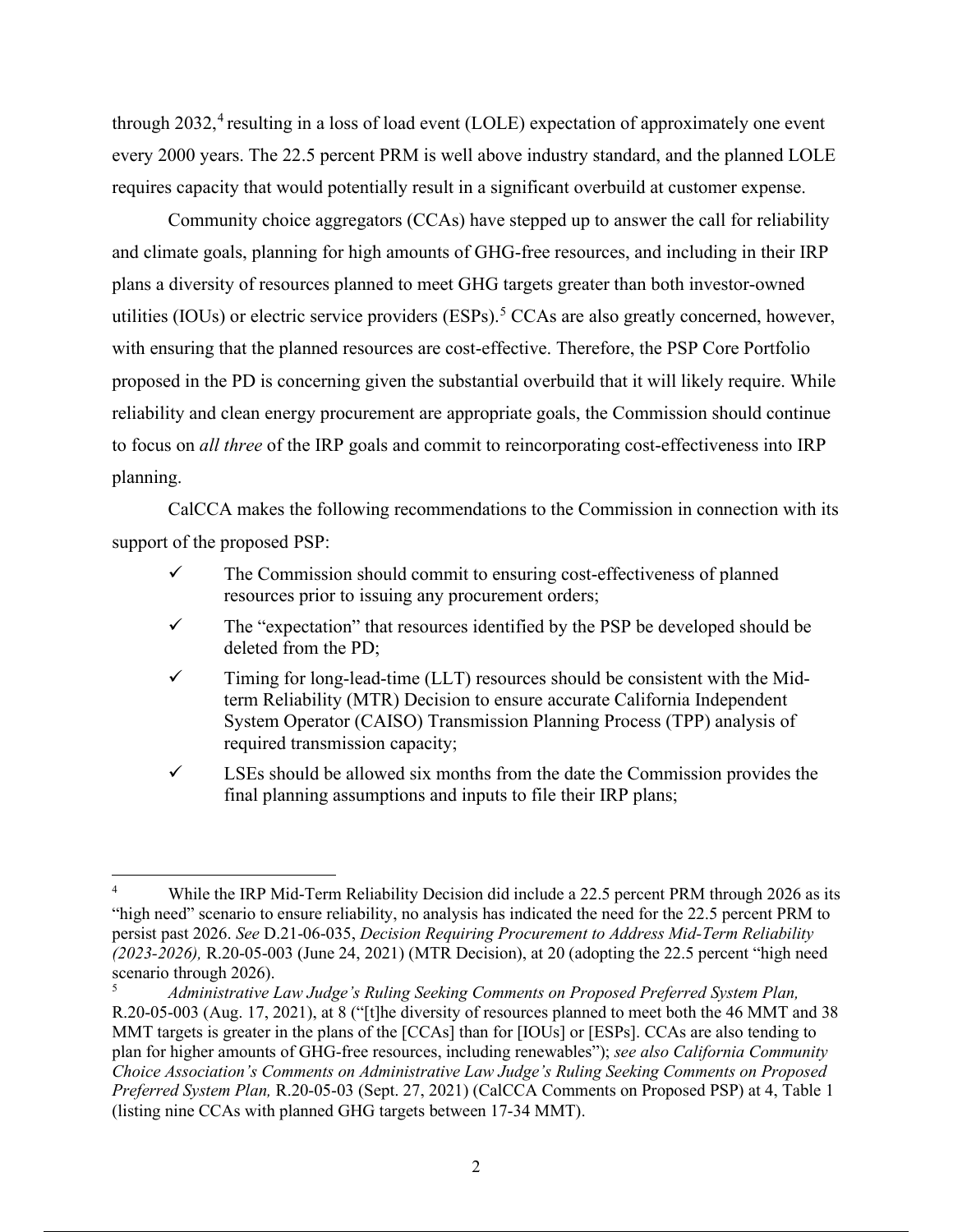through 2032,[4] resulting in a loss of load event (LOLE) expectation of approximately one event every 2000 years. The 22.5 percent PRM is well above industry standard, and the planned LOLE requires capacity that would potentially result in a significant overbuild at customer expense.

Community choice aggregators (CCAs) have stepped up to answer the call for reliability and climate goals, planning for high amounts of GHG-free resources, and including in their IRP plans a diversity of resources planned to meet GHG targets greater than both investor-owned utilities (IOUs) or electric service providers (ESPs).[5] CCAs are also greatly concerned, however, with ensuring that the planned resources are cost-effective. Therefore, the PSP Core Portfolio proposed in the PD is concerning given the substantial overbuild that it will likely require. While reliability and clean energy procurement are appropriate goals, the Commission should continue to focus on *all three* of the IRP goals and commit to reincorporating cost-effectiveness into IRP planning.

CalCCA makes the following recommendations to the Commission in connection with its support of the proposed PSP:

- ✓ The Commission should commit to ensuring cost-effectiveness of planned resources prior to issuing any procurement orders;
- ✓ The "expectation" that resources identified by the PSP be developed should be deleted from the PD;
- ✓ Timing for long-lead-time (LLT) resources should be consistent with the Mid-term Reliability (MTR) Decision to ensure accurate California Independent System Operator (CAISO) Transmission Planning Process (TPP) analysis of required transmission capacity;
- ✓ LSEs should be allowed six months from the date the Commission provides the final planning assumptions and inputs to file their IRP plans;

---

[4] While the IRP Mid-Term Reliability Decision did include a 22.5 percent PRM through 2026 as its "high need" scenario to ensure reliability, no analysis has indicated the need for the 22.5 percent PRM to persist past 2026. *See* D.21-06-035, *Decision Requiring Procurement to Address Mid-Term Reliability (2023-2026),* R.20-05-003 (June 24, 2021) (MTR Decision), at 20 (adopting the 22.5 percent "high need scenario through 2026).

[5] *Administrative Law Judge's Ruling Seeking Comments on Proposed Preferred System Plan,* R.20-05-003 (Aug. 17, 2021), at 8 ("[t]he diversity of resources planned to meet both the 46 MMT and 38 MMT targets is greater in the plans of the [CCAs] than for [IOUs] or [ESPs]. CCAs are also tending to plan for higher amounts of GHG-free resources, including renewables"); *see also California Community Choice Association's Comments on Administrative Law Judge's Ruling Seeking Comments on Proposed Preferred System Plan,* R.20-05-03 (Sept. 27, 2021) (CalCCA Comments on Proposed PSP) at 4, Table 1 (listing nine CCAs with planned GHG targets between 17-34 MMT).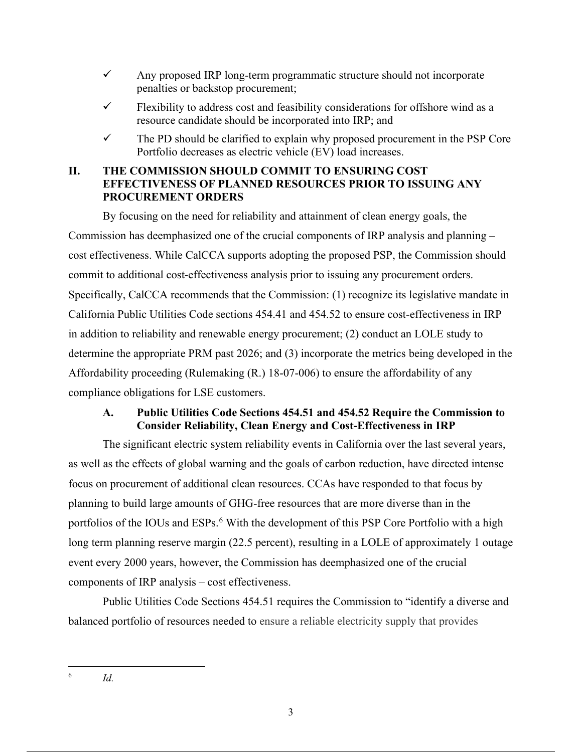- ✓ Any proposed IRP long-term programmatic structure should not incorporate penalties or backstop procurement;
- ✓ Flexibility to address cost and feasibility considerations for offshore wind as a resource candidate should be incorporated into IRP; and
- ✓ The PD should be clarified to explain why proposed procurement in the PSP Core Portfolio decreases as electric vehicle (EV) load increases.

## II. THE COMMISSION SHOULD COMMIT TO ENSURING COST EFFECTIVENESS OF PLANNED RESOURCES PRIOR TO ISSUING ANY PROCUREMENT ORDERS

By focusing on the need for reliability and attainment of clean energy goals, the Commission has deemphasized one of the crucial components of IRP analysis and planning – cost effectiveness. While CalCCA supports adopting the proposed PSP, the Commission should commit to additional cost-effectiveness analysis prior to issuing any procurement orders. Specifically, CalCCA recommends that the Commission: (1) recognize its legislative mandate in California Public Utilities Code sections 454.41 and 454.52 to ensure cost-effectiveness in IRP in addition to reliability and renewable energy procurement; (2) conduct an LOLE study to determine the appropriate PRM past 2026; and (3) incorporate the metrics being developed in the Affordability proceeding (Rulemaking (R.) 18-07-006) to ensure the affordability of any compliance obligations for LSE customers.

### A. Public Utilities Code Sections 454.51 and 454.52 Require the Commission to Consider Reliability, Clean Energy and Cost-Effectiveness in IRP

The significant electric system reliability events in California over the last several years, as well as the effects of global warning and the goals of carbon reduction, have directed intense focus on procurement of additional clean resources. CCAs have responded to that focus by planning to build large amounts of GHG-free resources that are more diverse than in the portfolios of the IOUs and ESPs.[6] With the development of this PSP Core Portfolio with a high long term planning reserve margin (22.5 percent), resulting in a LOLE of approximately 1 outage event every 2000 years, however, the Commission has deemphasized one of the crucial components of IRP analysis – cost effectiveness.

Public Utilities Code Sections 454.51 requires the Commission to "identify a diverse and balanced portfolio of resources needed to ensure a reliable electricity supply that provides

---

[6] *Id.*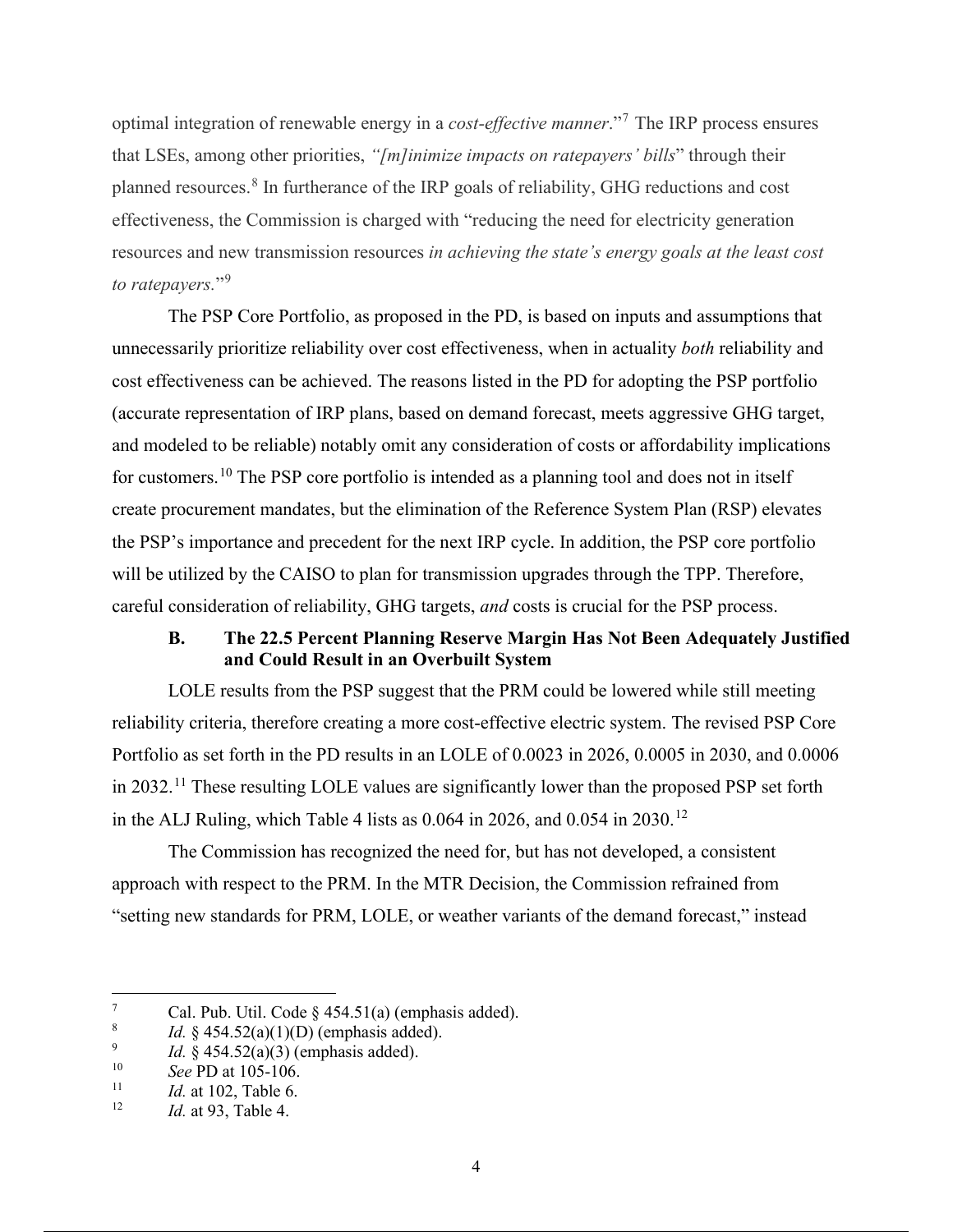optimal integration of renewable energy in a *cost-effective manner*."[7] The IRP process ensures that LSEs, among other priorities, *"[m]inimize impacts on ratepayers' bills*" through their planned resources.[8] In furtherance of the IRP goals of reliability, GHG reductions and cost effectiveness, the Commission is charged with "reducing the need for electricity generation resources and new transmission resources *in achieving the state's energy goals at the least cost to ratepayers.*"[9]

The PSP Core Portfolio, as proposed in the PD, is based on inputs and assumptions that unnecessarily prioritize reliability over cost effectiveness, when in actuality *both* reliability and cost effectiveness can be achieved. The reasons listed in the PD for adopting the PSP portfolio (accurate representation of IRP plans, based on demand forecast, meets aggressive GHG target, and modeled to be reliable) notably omit any consideration of costs or affordability implications for customers.[10] The PSP core portfolio is intended as a planning tool and does not in itself create procurement mandates, but the elimination of the Reference System Plan (RSP) elevates the PSP's importance and precedent for the next IRP cycle. In addition, the PSP core portfolio will be utilized by the CAISO to plan for transmission upgrades through the TPP. Therefore, careful consideration of reliability, GHG targets, *and* costs is crucial for the PSP process.

### B. The 22.5 Percent Planning Reserve Margin Has Not Been Adequately Justified and Could Result in an Overbuilt System

LOLE results from the PSP suggest that the PRM could be lowered while still meeting reliability criteria, therefore creating a more cost-effective electric system. The revised PSP Core Portfolio as set forth in the PD results in an LOLE of 0.0023 in 2026, 0.0005 in 2030, and 0.0006 in 2032.[11] These resulting LOLE values are significantly lower than the proposed PSP set forth in the ALJ Ruling, which Table 4 lists as 0.064 in 2026, and 0.054 in 2030.[12]

The Commission has recognized the need for, but has not developed, a consistent approach with respect to the PRM. In the MTR Decision, the Commission refrained from "setting new standards for PRM, LOLE, or weather variants of the demand forecast," instead

---

[7] Cal. Pub. Util. Code § 454.51(a) (emphasis added).

[8] *Id.* § 454.52(a)(1)(D) (emphasis added).

[9] *Id.* § 454.52(a)(3) (emphasis added).

[10] *See* PD at 105-106.

[11] *Id.* at 102, Table 6.

[12] *Id.* at 93, Table 4.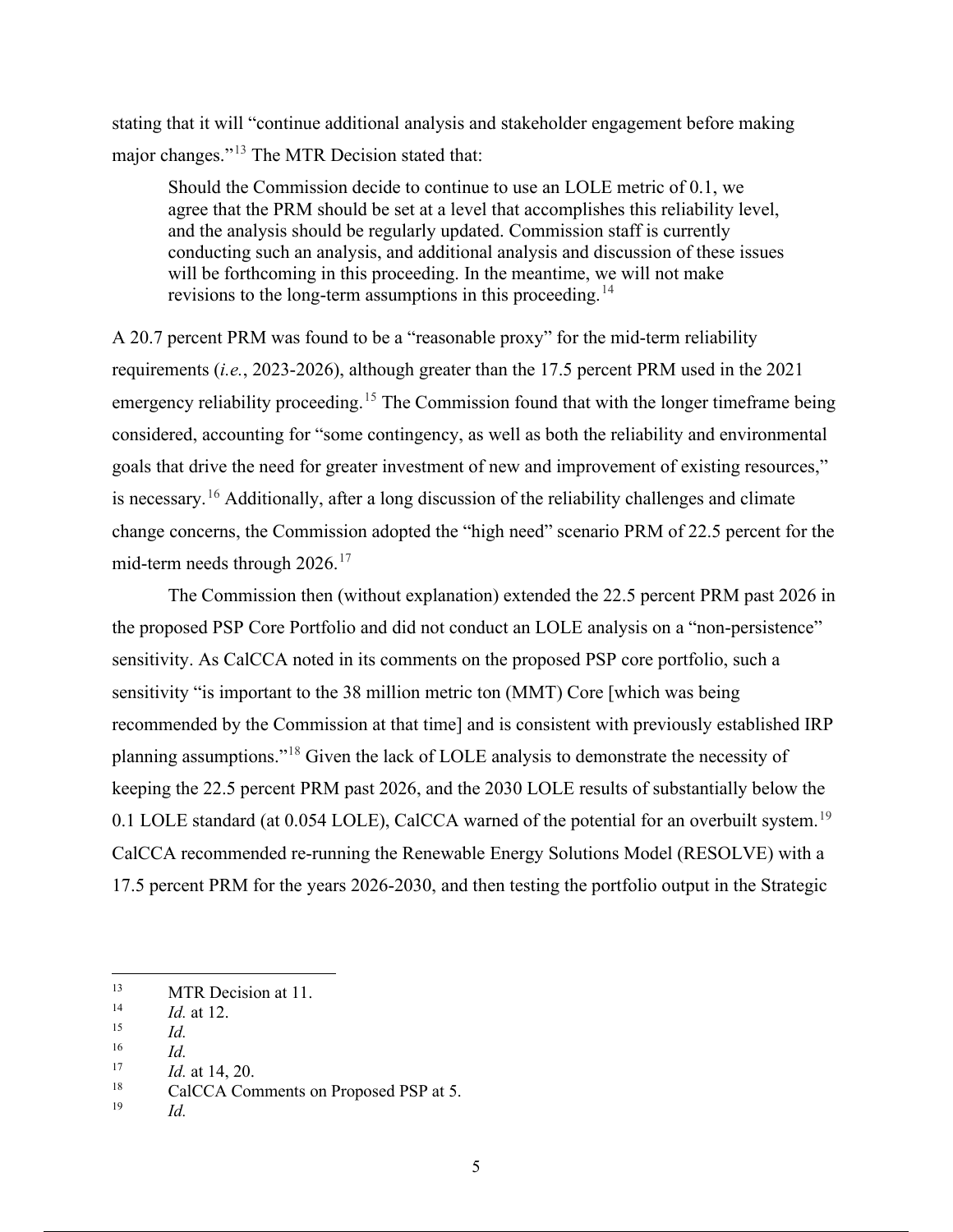stating that it will "continue additional analysis and stakeholder engagement before making major changes."[13] The MTR Decision stated that:

> Should the Commission decide to continue to use an LOLE metric of 0.1, we agree that the PRM should be set at a level that accomplishes this reliability level, and the analysis should be regularly updated. Commission staff is currently conducting such an analysis, and additional analysis and discussion of these issues will be forthcoming in this proceeding. In the meantime, we will not make revisions to the long-term assumptions in this proceeding.[14]

A 20.7 percent PRM was found to be a "reasonable proxy" for the mid-term reliability requirements (*i.e.*, 2023-2026), although greater than the 17.5 percent PRM used in the 2021 emergency reliability proceeding.[15] The Commission found that with the longer timeframe being considered, accounting for "some contingency, as well as both the reliability and environmental goals that drive the need for greater investment of new and improvement of existing resources," is necessary.[16] Additionally, after a long discussion of the reliability challenges and climate change concerns, the Commission adopted the "high need" scenario PRM of 22.5 percent for the mid-term needs through 2026.[17]

The Commission then (without explanation) extended the 22.5 percent PRM past 2026 in the proposed PSP Core Portfolio and did not conduct an LOLE analysis on a "non-persistence" sensitivity. As CalCCA noted in its comments on the proposed PSP core portfolio, such a sensitivity "is important to the 38 million metric ton (MMT) Core [which was being recommended by the Commission at that time] and is consistent with previously established IRP planning assumptions."[18] Given the lack of LOLE analysis to demonstrate the necessity of keeping the 22.5 percent PRM past 2026, and the 2030 LOLE results of substantially below the 0.1 LOLE standard (at 0.054 LOLE), CalCCA warned of the potential for an overbuilt system.[19] CalCCA recommended re-running the Renewable Energy Solutions Model (RESOLVE) with a 17.5 percent PRM for the years 2026-2030, and then testing the portfolio output in the Strategic

---

[13] MTR Decision at 11.

[14] *Id.* at 12.

[15] *Id.*

[16] *Id.*

[17] *Id.* at 14, 20.

[18] CalCCA Comments on Proposed PSP at 5.

[19] *Id.*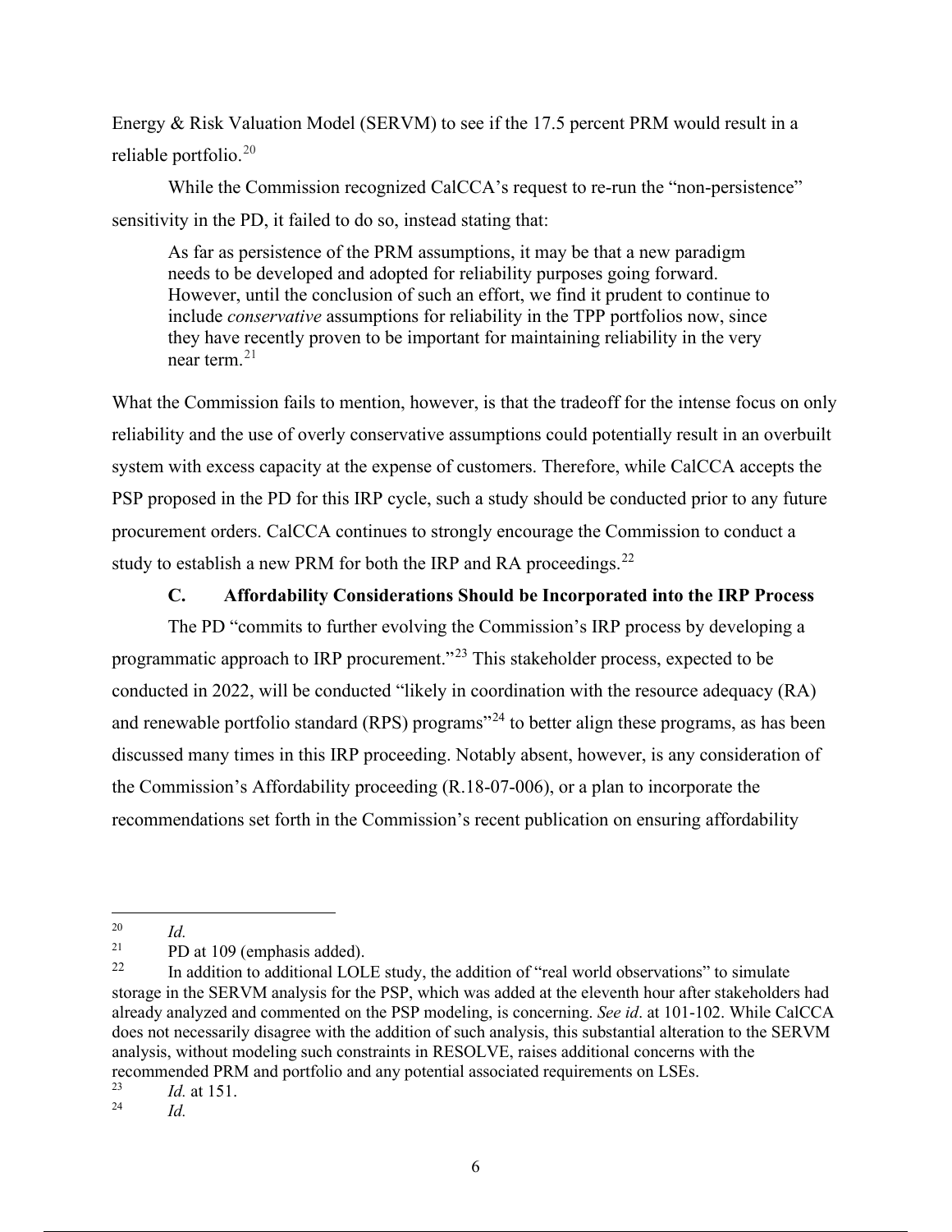Energy & Risk Valuation Model (SERVM) to see if the 17.5 percent PRM would result in a reliable portfolio.[20]

While the Commission recognized CalCCA's request to re-run the "non-persistence" sensitivity in the PD, it failed to do so, instead stating that:

> As far as persistence of the PRM assumptions, it may be that a new paradigm needs to be developed and adopted for reliability purposes going forward. However, until the conclusion of such an effort, we find it prudent to continue to include *conservative* assumptions for reliability in the TPP portfolios now, since they have recently proven to be important for maintaining reliability in the very near term.[21]

What the Commission fails to mention, however, is that the tradeoff for the intense focus on only reliability and the use of overly conservative assumptions could potentially result in an overbuilt system with excess capacity at the expense of customers. Therefore, while CalCCA accepts the PSP proposed in the PD for this IRP cycle, such a study should be conducted prior to any future procurement orders. CalCCA continues to strongly encourage the Commission to conduct a study to establish a new PRM for both the IRP and RA proceedings.[22]

### C. Affordability Considerations Should be Incorporated into the IRP Process

The PD "commits to further evolving the Commission's IRP process by developing a programmatic approach to IRP procurement."[23] This stakeholder process, expected to be conducted in 2022, will be conducted "likely in coordination with the resource adequacy (RA) and renewable portfolio standard (RPS) programs"[24] to better align these programs, as has been discussed many times in this IRP proceeding. Notably absent, however, is any consideration of the Commission's Affordability proceeding (R.18-07-006), or a plan to incorporate the recommendations set forth in the Commission's recent publication on ensuring affordability

---

[20] *Id.*

[21] PD at 109 (emphasis added).

[22] In addition to additional LOLE study, the addition of "real world observations" to simulate storage in the SERVM analysis for the PSP, which was added at the eleventh hour after stakeholders had already analyzed and commented on the PSP modeling, is concerning. *See id*. at 101-102. While CalCCA does not necessarily disagree with the addition of such analysis, this substantial alteration to the SERVM analysis, without modeling such constraints in RESOLVE, raises additional concerns with the recommended PRM and portfolio and any potential associated requirements on LSEs.

[23] *Id.* at 151.

[24] *Id.*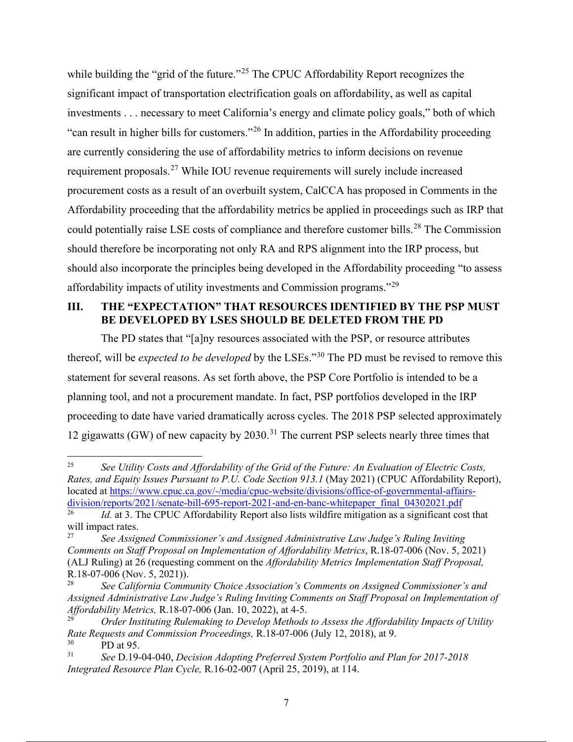while building the "grid of the future."[25] The CPUC Affordability Report recognizes the significant impact of transportation electrification goals on affordability, as well as capital investments . . . necessary to meet California's energy and climate policy goals," both of which "can result in higher bills for customers."[26] In addition, parties in the Affordability proceeding are currently considering the use of affordability metrics to inform decisions on revenue requirement proposals.[27] While IOU revenue requirements will surely include increased procurement costs as a result of an overbuilt system, CalCCA has proposed in Comments in the Affordability proceeding that the affordability metrics be applied in proceedings such as IRP that could potentially raise LSE costs of compliance and therefore customer bills.[28] The Commission should therefore be incorporating not only RA and RPS alignment into the IRP process, but should also incorporate the principles being developed in the Affordability proceeding "to assess affordability impacts of utility investments and Commission programs."[29]

## III. THE "EXPECTATION" THAT RESOURCES IDENTIFIED BY THE PSP MUST BE DEVELOPED BY LSES SHOULD BE DELETED FROM THE PD

The PD states that "[a]ny resources associated with the PSP, or resource attributes thereof, will be *expected to be developed* by the LSEs."[30] The PD must be revised to remove this statement for several reasons. As set forth above, the PSP Core Portfolio is intended to be a planning tool, and not a procurement mandate. In fact, PSP portfolios developed in the IRP proceeding to date have varied dramatically across cycles. The 2018 PSP selected approximately 12 gigawatts (GW) of new capacity by 2030.[31] The current PSP selects nearly three times that

---

[25] *See Utility Costs and Affordability of the Grid of the Future: An Evaluation of Electric Costs, Rates, and Equity Issues Pursuant to P.U. Code Section 913.1* (May 2021) (CPUC Affordability Report), located at https://www.cpuc.ca.gov/-/media/cpuc-website/divisions/office-of-governmental-affairs-division/reports/2021/senate-bill-695-report-2021-and-en-banc-whitepaper_final_04302021.pdf

[26] *Id.* at 3. The CPUC Affordability Report also lists wildfire mitigation as a significant cost that will impact rates.

[27] *See Assigned Commissioner's and Assigned Administrative Law Judge's Ruling Inviting Comments on Staff Proposal on Implementation of Affordability Metrics*, R.18-07-006 (Nov. 5, 2021) (ALJ Ruling) at 26 (requesting comment on the *Affordability Metrics Implementation Staff Proposal,* R.18-07-006 (Nov. 5, 2021)).

[28] *See California Community Choice Association's Comments on Assigned Commissioner's and Assigned Administrative Law Judge's Ruling Inviting Comments on Staff Proposal on Implementation of Affordability Metrics,* R.18-07-006 (Jan. 10, 2022), at 4-5.

[29] *Order Instituting Rulemaking to Develop Methods to Assess the Affordability Impacts of Utility Rate Requests and Commission Proceedings,* R.18-07-006 (July 12, 2018), at 9.

[30] PD at 95.

[31] *See* D.19-04-040, *Decision Adopting Preferred System Portfolio and Plan for 2017-2018 Integrated Resource Plan Cycle,* R.16-02-007 (April 25, 2019), at 114.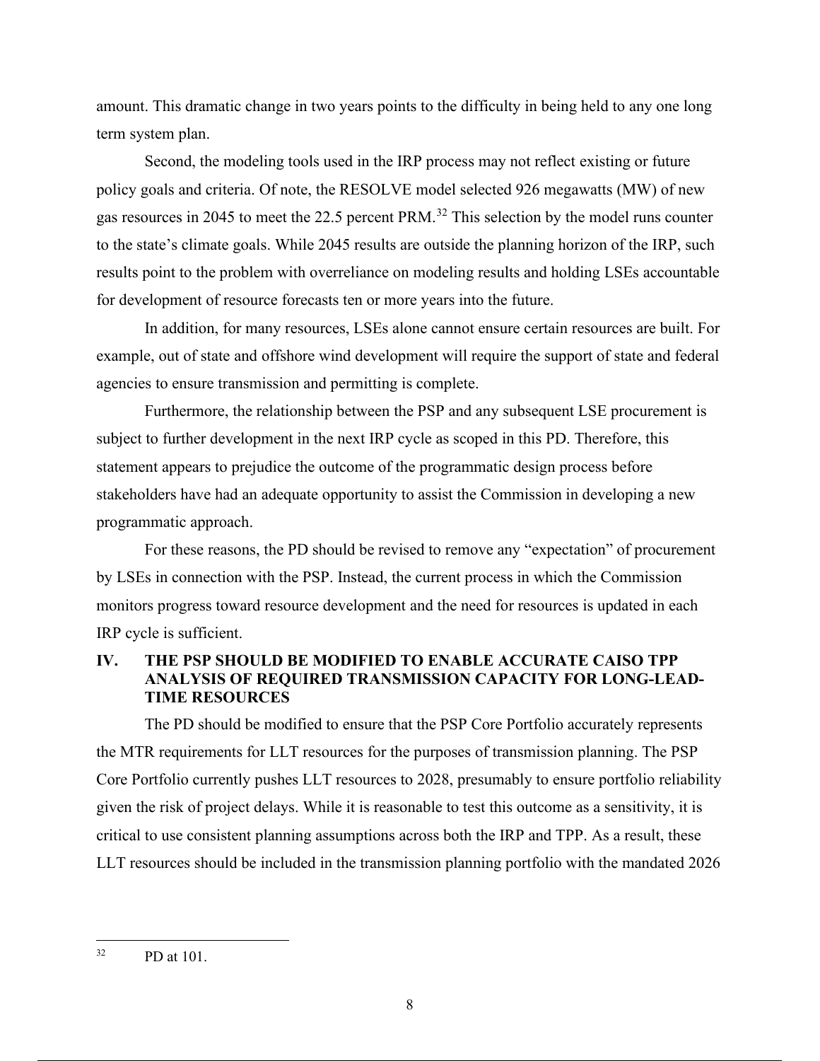amount. This dramatic change in two years points to the difficulty in being held to any one long term system plan.

Second, the modeling tools used in the IRP process may not reflect existing or future policy goals and criteria. Of note, the RESOLVE model selected 926 megawatts (MW) of new gas resources in 2045 to meet the 22.5 percent PRM.[32] This selection by the model runs counter to the state's climate goals. While 2045 results are outside the planning horizon of the IRP, such results point to the problem with overreliance on modeling results and holding LSEs accountable for development of resource forecasts ten or more years into the future.

In addition, for many resources, LSEs alone cannot ensure certain resources are built. For example, out of state and offshore wind development will require the support of state and federal agencies to ensure transmission and permitting is complete.

Furthermore, the relationship between the PSP and any subsequent LSE procurement is subject to further development in the next IRP cycle as scoped in this PD. Therefore, this statement appears to prejudice the outcome of the programmatic design process before stakeholders have had an adequate opportunity to assist the Commission in developing a new programmatic approach.

For these reasons, the PD should be revised to remove any "expectation" of procurement by LSEs in connection with the PSP. Instead, the current process in which the Commission monitors progress toward resource development and the need for resources is updated in each IRP cycle is sufficient.

## IV. THE PSP SHOULD BE MODIFIED TO ENABLE ACCURATE CAISO TPP ANALYSIS OF REQUIRED TRANSMISSION CAPACITY FOR LONG-LEAD-TIME RESOURCES

The PD should be modified to ensure that the PSP Core Portfolio accurately represents the MTR requirements for LLT resources for the purposes of transmission planning. The PSP Core Portfolio currently pushes LLT resources to 2028, presumably to ensure portfolio reliability given the risk of project delays. While it is reasonable to test this outcome as a sensitivity, it is critical to use consistent planning assumptions across both the IRP and TPP. As a result, these LLT resources should be included in the transmission planning portfolio with the mandated 2026

[32] PD at 101.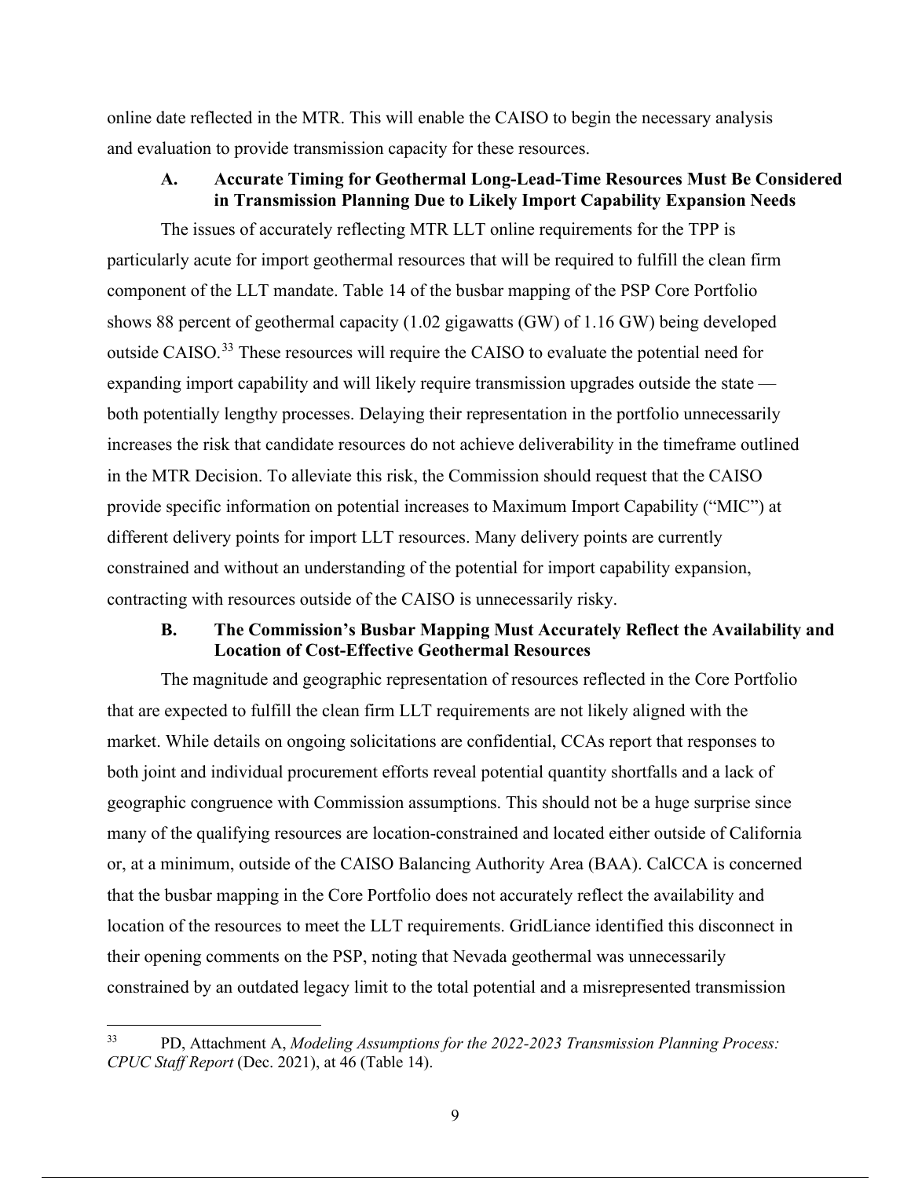online date reflected in the MTR. This will enable the CAISO to begin the necessary analysis and evaluation to provide transmission capacity for these resources.

### A. Accurate Timing for Geothermal Long-Lead-Time Resources Must Be Considered in Transmission Planning Due to Likely Import Capability Expansion Needs

The issues of accurately reflecting MTR LLT online requirements for the TPP is particularly acute for import geothermal resources that will be required to fulfill the clean firm component of the LLT mandate. Table 14 of the busbar mapping of the PSP Core Portfolio shows 88 percent of geothermal capacity (1.02 gigawatts (GW) of 1.16 GW) being developed outside CAISO.[33] These resources will require the CAISO to evaluate the potential need for expanding import capability and will likely require transmission upgrades outside the state — both potentially lengthy processes. Delaying their representation in the portfolio unnecessarily increases the risk that candidate resources do not achieve deliverability in the timeframe outlined in the MTR Decision. To alleviate this risk, the Commission should request that the CAISO provide specific information on potential increases to Maximum Import Capability ("MIC") at different delivery points for import LLT resources. Many delivery points are currently constrained and without an understanding of the potential for import capability expansion, contracting with resources outside of the CAISO is unnecessarily risky.

### B. The Commission's Busbar Mapping Must Accurately Reflect the Availability and Location of Cost-Effective Geothermal Resources

The magnitude and geographic representation of resources reflected in the Core Portfolio that are expected to fulfill the clean firm LLT requirements are not likely aligned with the market. While details on ongoing solicitations are confidential, CCAs report that responses to both joint and individual procurement efforts reveal potential quantity shortfalls and a lack of geographic congruence with Commission assumptions. This should not be a huge surprise since many of the qualifying resources are location-constrained and located either outside of California or, at a minimum, outside of the CAISO Balancing Authority Area (BAA). CalCCA is concerned that the busbar mapping in the Core Portfolio does not accurately reflect the availability and location of the resources to meet the LLT requirements. GridLiance identified this disconnect in their opening comments on the PSP, noting that Nevada geothermal was unnecessarily constrained by an outdated legacy limit to the total potential and a misrepresented transmission

---

[33] PD, Attachment A, *Modeling Assumptions for the 2022-2023 Transmission Planning Process: CPUC Staff Report* (Dec. 2021), at 46 (Table 14).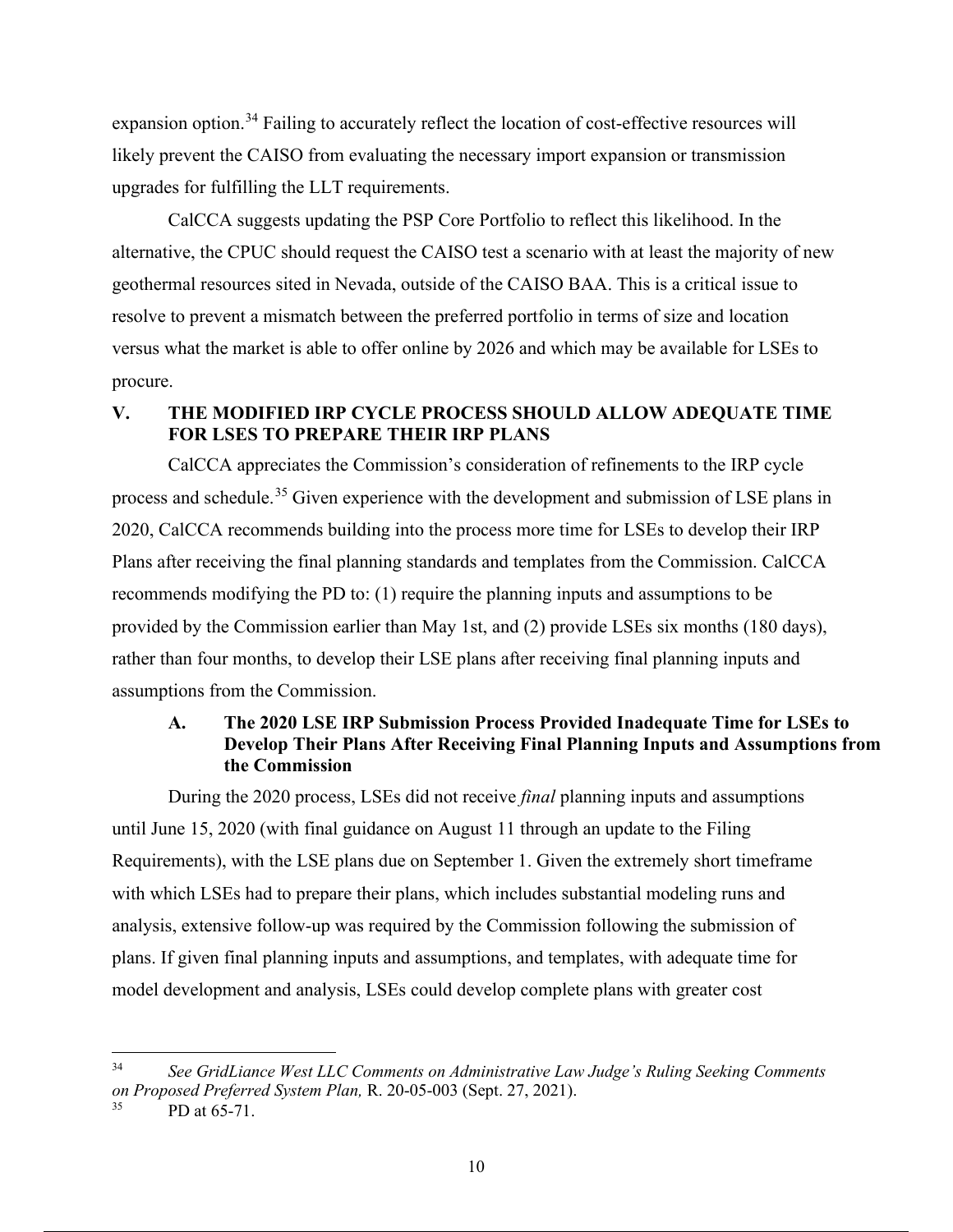expansion option.[34] Failing to accurately reflect the location of cost-effective resources will likely prevent the CAISO from evaluating the necessary import expansion or transmission upgrades for fulfilling the LLT requirements.

CalCCA suggests updating the PSP Core Portfolio to reflect this likelihood. In the alternative, the CPUC should request the CAISO test a scenario with at least the majority of new geothermal resources sited in Nevada, outside of the CAISO BAA. This is a critical issue to resolve to prevent a mismatch between the preferred portfolio in terms of size and location versus what the market is able to offer online by 2026 and which may be available for LSEs to procure.

## V. THE MODIFIED IRP CYCLE PROCESS SHOULD ALLOW ADEQUATE TIME FOR LSES TO PREPARE THEIR IRP PLANS

CalCCA appreciates the Commission's consideration of refinements to the IRP cycle process and schedule.[35] Given experience with the development and submission of LSE plans in 2020, CalCCA recommends building into the process more time for LSEs to develop their IRP Plans after receiving the final planning standards and templates from the Commission. CalCCA recommends modifying the PD to: (1) require the planning inputs and assumptions to be provided by the Commission earlier than May 1st, and (2) provide LSEs six months (180 days), rather than four months, to develop their LSE plans after receiving final planning inputs and assumptions from the Commission.

### A. The 2020 LSE IRP Submission Process Provided Inadequate Time for LSEs to Develop Their Plans After Receiving Final Planning Inputs and Assumptions from the Commission

During the 2020 process, LSEs did not receive *final* planning inputs and assumptions until June 15, 2020 (with final guidance on August 11 through an update to the Filing Requirements), with the LSE plans due on September 1. Given the extremely short timeframe with which LSEs had to prepare their plans, which includes substantial modeling runs and analysis, extensive follow-up was required by the Commission following the submission of plans. If given final planning inputs and assumptions, and templates, with adequate time for model development and analysis, LSEs could develop complete plans with greater cost

---

[34] *See GridLiance West LLC Comments on Administrative Law Judge's Ruling Seeking Comments on Proposed Preferred System Plan,* R. 20-05-003 (Sept. 27, 2021).

[35] PD at 65-71.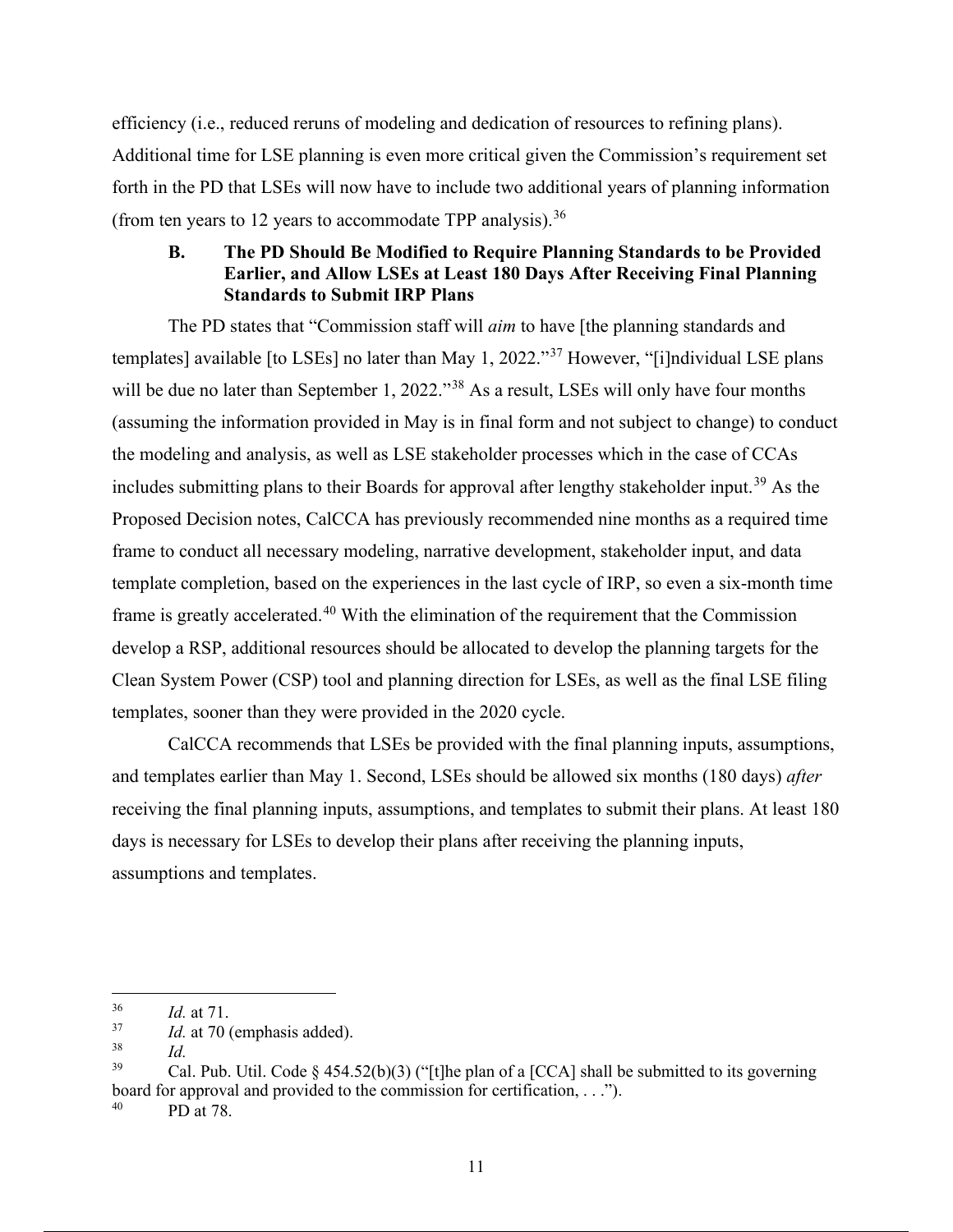efficiency (i.e., reduced reruns of modeling and dedication of resources to refining plans). Additional time for LSE planning is even more critical given the Commission's requirement set forth in the PD that LSEs will now have to include two additional years of planning information (from ten years to 12 years to accommodate TPP analysis).[36]

### B. The PD Should Be Modified to Require Planning Standards to be Provided Earlier, and Allow LSEs at Least 180 Days After Receiving Final Planning Standards to Submit IRP Plans

The PD states that "Commission staff will *aim* to have [the planning standards and templates] available [to LSEs] no later than May 1, 2022."[37] However, "[i]ndividual LSE plans will be due no later than September 1, 2022."[38] As a result, LSEs will only have four months (assuming the information provided in May is in final form and not subject to change) to conduct the modeling and analysis, as well as LSE stakeholder processes which in the case of CCAs includes submitting plans to their Boards for approval after lengthy stakeholder input.[39] As the Proposed Decision notes, CalCCA has previously recommended nine months as a required time frame to conduct all necessary modeling, narrative development, stakeholder input, and data template completion, based on the experiences in the last cycle of IRP, so even a six-month time frame is greatly accelerated.[40] With the elimination of the requirement that the Commission develop a RSP, additional resources should be allocated to develop the planning targets for the Clean System Power (CSP) tool and planning direction for LSEs, as well as the final LSE filing templates, sooner than they were provided in the 2020 cycle.

CalCCA recommends that LSEs be provided with the final planning inputs, assumptions, and templates earlier than May 1. Second, LSEs should be allowed six months (180 days) *after* receiving the final planning inputs, assumptions, and templates to submit their plans. At least 180 days is necessary for LSEs to develop their plans after receiving the planning inputs, assumptions and templates.

---

[36] *Id.* at 71.

[37] *Id.* at 70 (emphasis added).

[38] *Id.*

[39] Cal. Pub. Util. Code § 454.52(b)(3) ("[t]he plan of a [CCA] shall be submitted to its governing board for approval and provided to the commission for certification, . . .").

[40] PD at 78.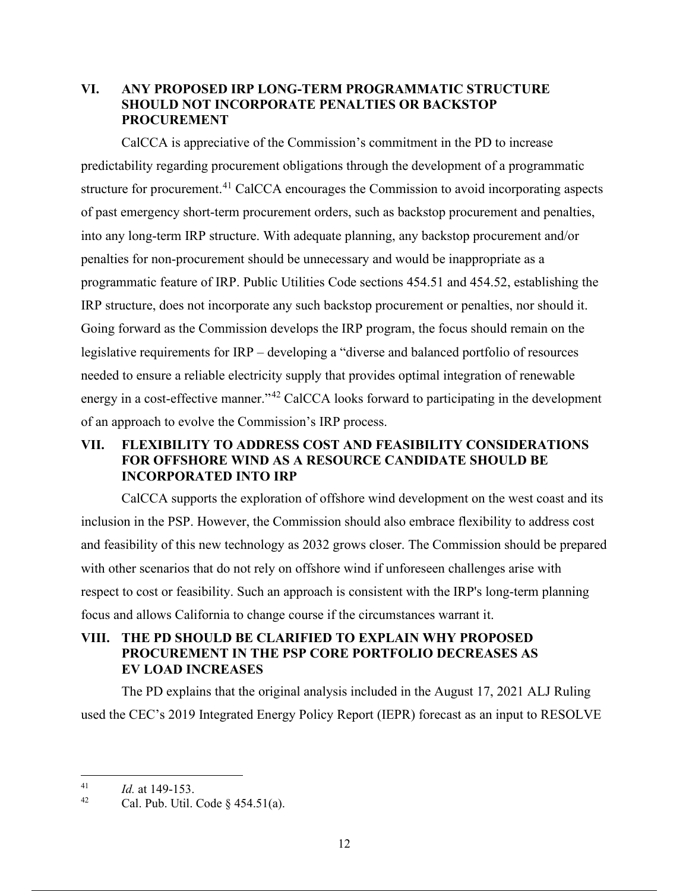## VI. ANY PROPOSED IRP LONG-TERM PROGRAMMATIC STRUCTURE SHOULD NOT INCORPORATE PENALTIES OR BACKSTOP PROCUREMENT

CalCCA is appreciative of the Commission's commitment in the PD to increase predictability regarding procurement obligations through the development of a programmatic structure for procurement.[41] CalCCA encourages the Commission to avoid incorporating aspects of past emergency short-term procurement orders, such as backstop procurement and penalties, into any long-term IRP structure. With adequate planning, any backstop procurement and/or penalties for non-procurement should be unnecessary and would be inappropriate as a programmatic feature of IRP. Public Utilities Code sections 454.51 and 454.52, establishing the IRP structure, does not incorporate any such backstop procurement or penalties, nor should it. Going forward as the Commission develops the IRP program, the focus should remain on the legislative requirements for IRP – developing a "diverse and balanced portfolio of resources needed to ensure a reliable electricity supply that provides optimal integration of renewable energy in a cost-effective manner."[42] CalCCA looks forward to participating in the development of an approach to evolve the Commission's IRP process.

## VII. FLEXIBILITY TO ADDRESS COST AND FEASIBILITY CONSIDERATIONS FOR OFFSHORE WIND AS A RESOURCE CANDIDATE SHOULD BE INCORPORATED INTO IRP

CalCCA supports the exploration of offshore wind development on the west coast and its inclusion in the PSP. However, the Commission should also embrace flexibility to address cost and feasibility of this new technology as 2032 grows closer. The Commission should be prepared with other scenarios that do not rely on offshore wind if unforeseen challenges arise with respect to cost or feasibility. Such an approach is consistent with the IRP's long-term planning focus and allows California to change course if the circumstances warrant it.

## VIII. THE PD SHOULD BE CLARIFIED TO EXPLAIN WHY PROPOSED PROCUREMENT IN THE PSP CORE PORTFOLIO DECREASES AS EV LOAD INCREASES

The PD explains that the original analysis included in the August 17, 2021 ALJ Ruling used the CEC's 2019 Integrated Energy Policy Report (IEPR) forecast as an input to RESOLVE

---

[41] *Id.* at 149-153.

[42] Cal. Pub. Util. Code § 454.51(a).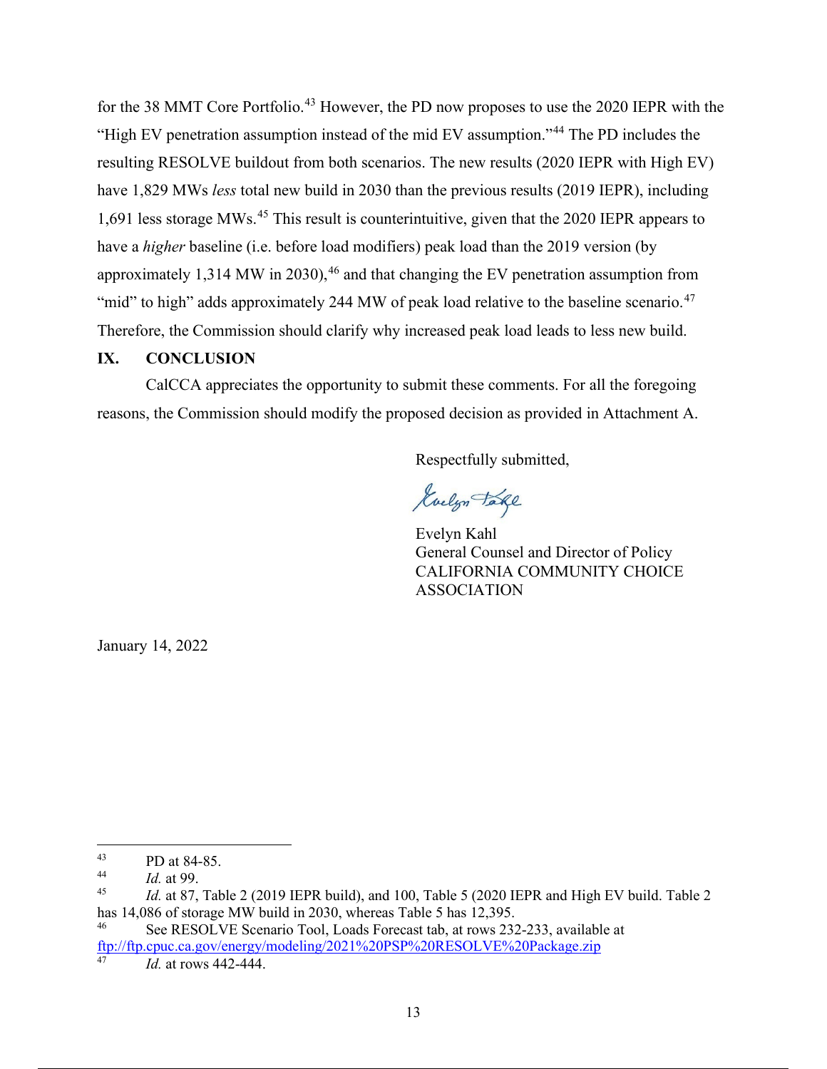for the 38 MMT Core Portfolio.[43] However, the PD now proposes to use the 2020 IEPR with the "High EV penetration assumption instead of the mid EV assumption."[44] The PD includes the resulting RESOLVE buildout from both scenarios. The new results (2020 IEPR with High EV) have 1,829 MWs *less* total new build in 2030 than the previous results (2019 IEPR), including 1,691 less storage MWs.[45] This result is counterintuitive, given that the 2020 IEPR appears to have a *higher* baseline (i.e. before load modifiers) peak load than the 2019 version (by approximately 1,314 MW in 2030),[46] and that changing the EV penetration assumption from "mid" to high" adds approximately 244 MW of peak load relative to the baseline scenario.[47] Therefore, the Commission should clarify why increased peak load leads to less new build.

## IX. CONCLUSION

CalCCA appreciates the opportunity to submit these comments. For all the foregoing reasons, the Commission should modify the proposed decision as provided in Attachment A.

Respectfully submitted,

Evelyn Kahl
General Counsel and Director of Policy
CALIFORNIA COMMUNITY CHOICE ASSOCIATION

January 14, 2022

---

[43] PD at 84-85.

[44] *Id.* at 99.

[45] *Id.* at 87, Table 2 (2019 IEPR build), and 100, Table 5 (2020 IEPR and High EV build. Table 2 has 14,086 of storage MW build in 2030, whereas Table 5 has 12,395.

[46] See RESOLVE Scenario Tool, Loads Forecast tab, at rows 232-233, available at ftp://ftp.cpuc.ca.gov/energy/modeling/2021%20PSP%20RESOLVE%20Package.zip

[47] *Id.* at rows 442-444.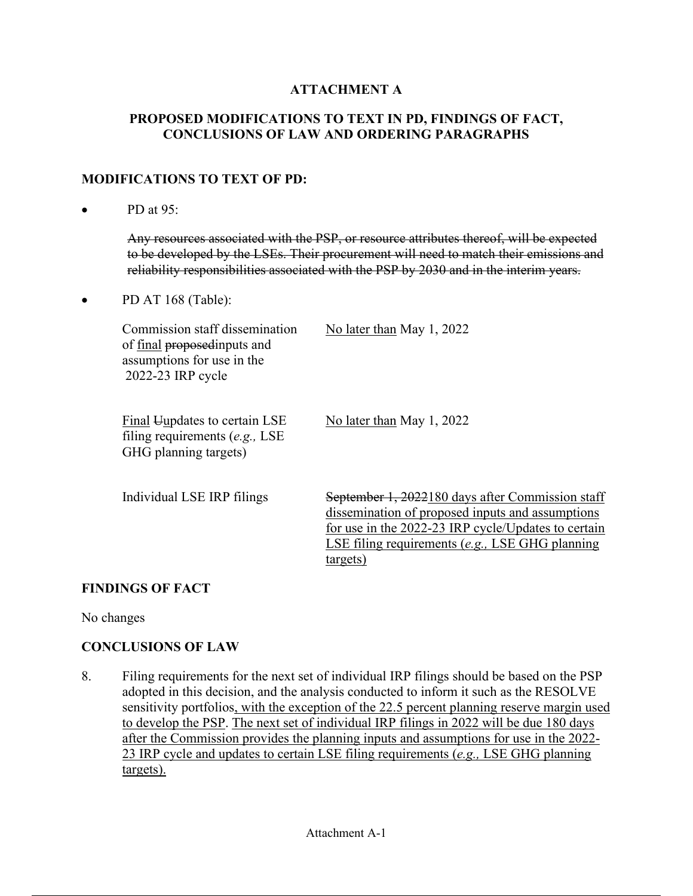**ATTACHMENT A**

**PROPOSED MODIFICATIONS TO TEXT IN PD, FINDINGS OF FACT, CONCLUSIONS OF LAW AND ORDERING PARAGRAPHS**

**MODIFICATIONS TO TEXT OF PD:**

- PD at 95:

  ~~Any resources associated with the PSP, or resource attributes thereof, will be expected to be developed by the LSEs. Their procurement will need to match their emissions and reliability responsibilities associated with the PSP by 2030 and in the interim years.~~

- PD AT 168 (Table):

| | |
|---|---|
| Commission staff dissemination of <u>final</u> ~~proposed~~inputs and assumptions for use in the 2022-23 IRP cycle | <u>No later than</u> May 1, 2022 |
| <u>Final</u> ~~U~~<u>u</u>pdates to certain LSE filing requirements (*e.g.,* LSE GHG planning targets) | <u>No later than</u> May 1, 2022 |
| Individual LSE IRP filings | ~~September 1, 2022~~<u>180 days after Commission staff dissemination of proposed inputs and assumptions for use in the 2022-23 IRP cycle/Updates to certain LSE filing requirements (*e.g.,* LSE GHG planning targets)</u> |

**FINDINGS OF FACT**

No changes

**CONCLUSIONS OF LAW**

8. Filing requirements for the next set of individual IRP filings should be based on the PSP adopted in this decision, and the analysis conducted to inform it such as the RESOLVE sensitivity portfolios<u>, with the exception of the 22.5 percent planning reserve margin used to develop the PSP</u>. <u>The next set of individual IRP filings in 2022 will be due 180 days after the Commission provides the planning inputs and assumptions for use in the 2022-23 IRP cycle and updates to certain LSE filing requirements (*e.g.,* LSE GHG planning targets).</u>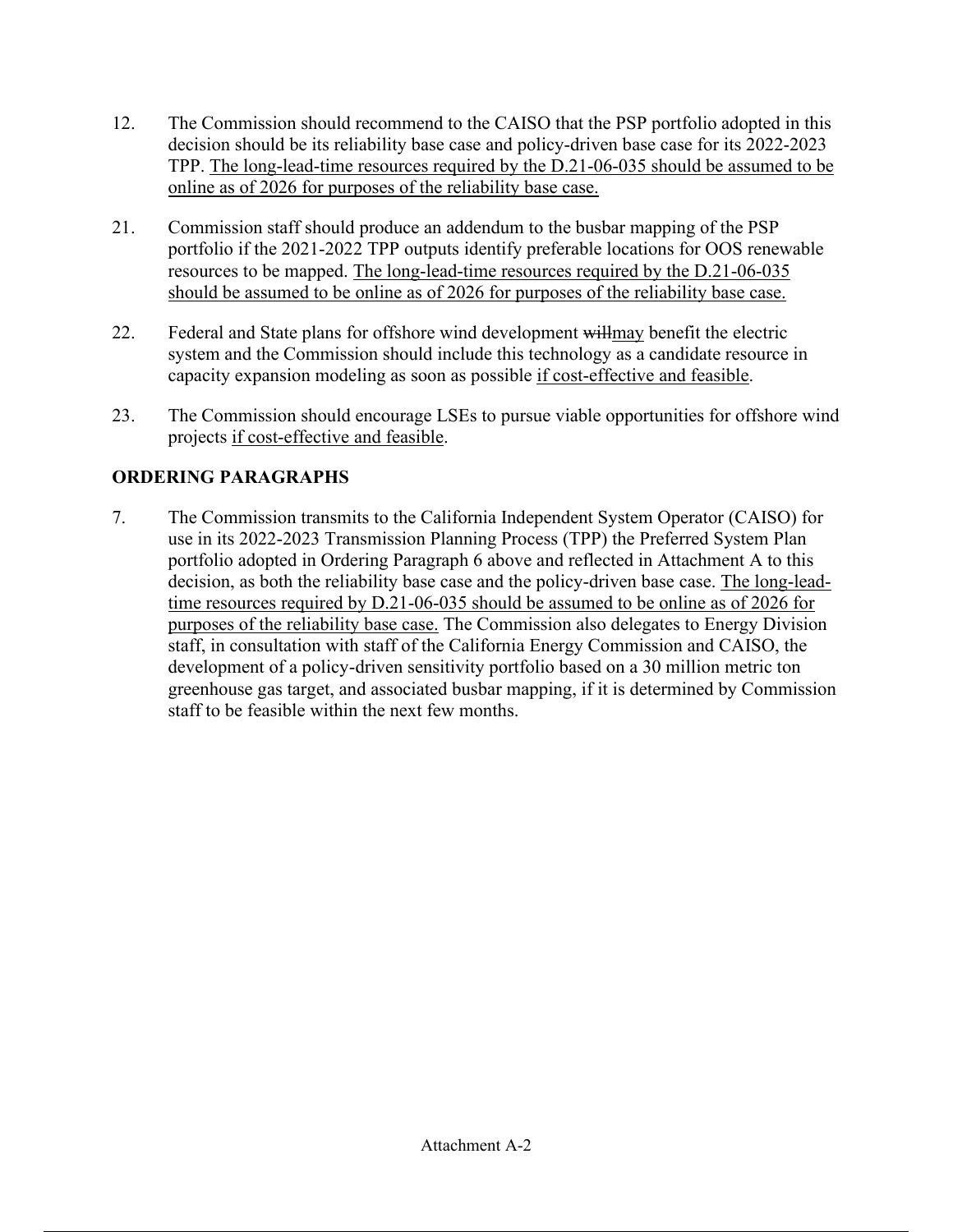12. The Commission should recommend to the CAISO that the PSP portfolio adopted in this decision should be its reliability base case and policy-driven base case for its 2022-2023 TPP. <u>The long-lead-time resources required by the D.21-06-035 should be assumed to be online as of 2026 for purposes of the reliability base case.</u>

21. Commission staff should produce an addendum to the busbar mapping of the PSP portfolio if the 2021-2022 TPP outputs identify preferable locations for OOS renewable resources to be mapped. <u>The long-lead-time resources required by the D.21-06-035 should be assumed to be online as of 2026 for purposes of the reliability base case.</u>

22. Federal and State plans for offshore wind development ~~will~~<u>may</u> benefit the electric system and the Commission should include this technology as a candidate resource in capacity expansion modeling as soon as possible <u>if cost-effective and feasible</u>.

23. The Commission should encourage LSEs to pursue viable opportunities for offshore wind projects <u>if cost-effective and feasible</u>.

## ORDERING PARAGRAPHS

7. The Commission transmits to the California Independent System Operator (CAISO) for use in its 2022-2023 Transmission Planning Process (TPP) the Preferred System Plan portfolio adopted in Ordering Paragraph 6 above and reflected in Attachment A to this decision, as both the reliability base case and the policy-driven base case. <u>The long-lead-time resources required by D.21-06-035 should be assumed to be online as of 2026 for purposes of the reliability base case.</u> The Commission also delegates to Energy Division staff, in consultation with staff of the California Energy Commission and CAISO, the development of a policy-driven sensitivity portfolio based on a 30 million metric ton greenhouse gas target, and associated busbar mapping, if it is determined by Commission staff to be feasible within the next few months.